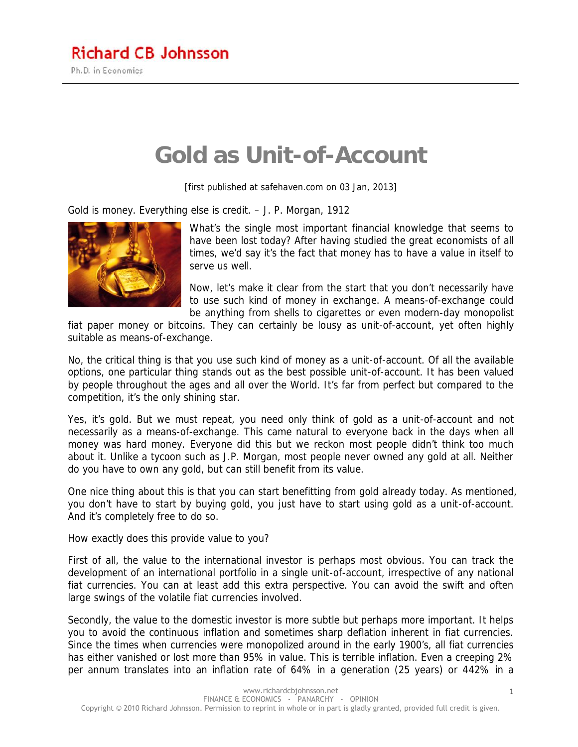Richard CB Johnsson

Ph.D. in Economics

# Gold as Unit-of-Account

[first published at safehaven.com on 03 Jan, 2013]

Gold is money. Everything else is credit. – J. P. Morgan, 1912

What's the single most important financial knowledge that seems to have been lost today? After having studied the great economists of all times, we'd say it's the fact that money has to have a value in itself to serve us well.

Now, let's make it clear from the start that you don't necessarily have to use such kind of money in exchange. A means-of-exchange could be anything from shells to cigarettes or even modern-day monopolist fiat paper money or bitcoins. They can certainly be lousy as unit-of-account, yet often highly suitable as means-of-exchange.

No, the critical thing is that you use such kind of money as a unit-of-account. Of all the available options, one particular thing stands out as the best possible unit-of-account. It has been valued by people throughout the ages and all over the World. It's far from perfect but compared to the competition, it's the only shining star.

Yes, it's gold. But we must repeat, you need only think of gold as a unit-of-account and not necessarily as a means-of-exchange. This came natural to everyone back in the days when all money was hard money. Everyone did this but we reckon most people didn't think too much about it. Unlike a tycoon such as J.P. Morgan, most people never owned any gold at all. Neither do you have to own any gold, but can still benefit from its value.

One nice thing about this is that you can start benefitting from gold already today. As mentioned, you don't have to start by buying gold, you just have to start using gold as a unit-of-account. And it's completely free to do so.

How exactly does this provide value to you?

First of all, the value to the international investor is perhaps most obvious. You can track the development of an international portfolio in a single unit-of-account, irrespective of any national fiat currencies. You can at least add this extra perspective. You can avoid the swift and often large swings of the volatile fiat currencies involved.

Secondly, the value to the domestic investor is more subtle but perhaps more important. It helps you to avoid the continuous inflation and sometimes sharp deflation inherent in fiat currencies. Since the times when currencies were monopolized around in the early 1900's, all fiat currencies has either vanished or lost more than 95% in value. This is terrible inflation. Even a creeping 2% per annum translates into an inflation rate of 64% in a generation (25 years) or 442% in a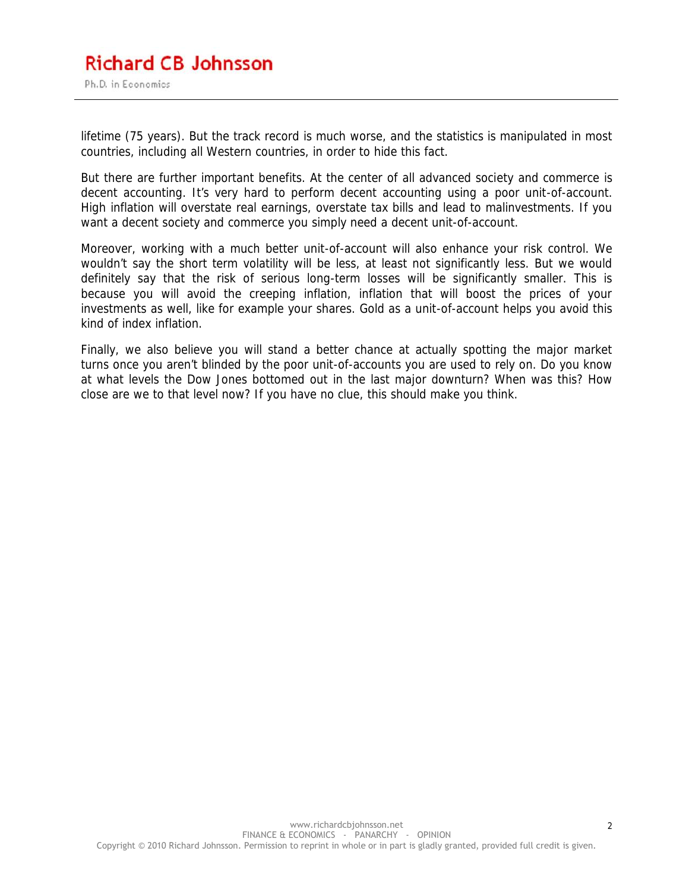lifetime (75 years). But the track record is much worse, and the statistics is manipulated in most countries, including all Western countries, in order to hide this fact.

But there are further important benefits. At the center of all advanced society and commerce is decent accounting. It's very hard to perform decent accounting using a poor unit-of-account. High inflation will overstate real earnings, overstate tax bills and lead to malinvestments. If you want a decent society and commerce you simply need a decent unit-of-account.

Moreover, working with a much better unit-of-account will also enhance your risk control. We wouldn't say the short term volatility will be less, at least not significantly less. But we would definitely say that the risk of serious long-term losses will be significantly smaller. This is because you will avoid the creeping inflation, inflation that will boost the prices of your investments as well, like for example your shares. Gold as a unit-of-account helps you avoid this kind of index inflation.

Finally, we also believe you will stand a better chance at actually spotting the major market turns once you aren't blinded by the poor unit-of-accounts you are used to rely on. Do you know at what levels the Dow Jones bottomed out in the last major downturn? When was this? How close are we to that level now? If you have no clue, this should make you think.